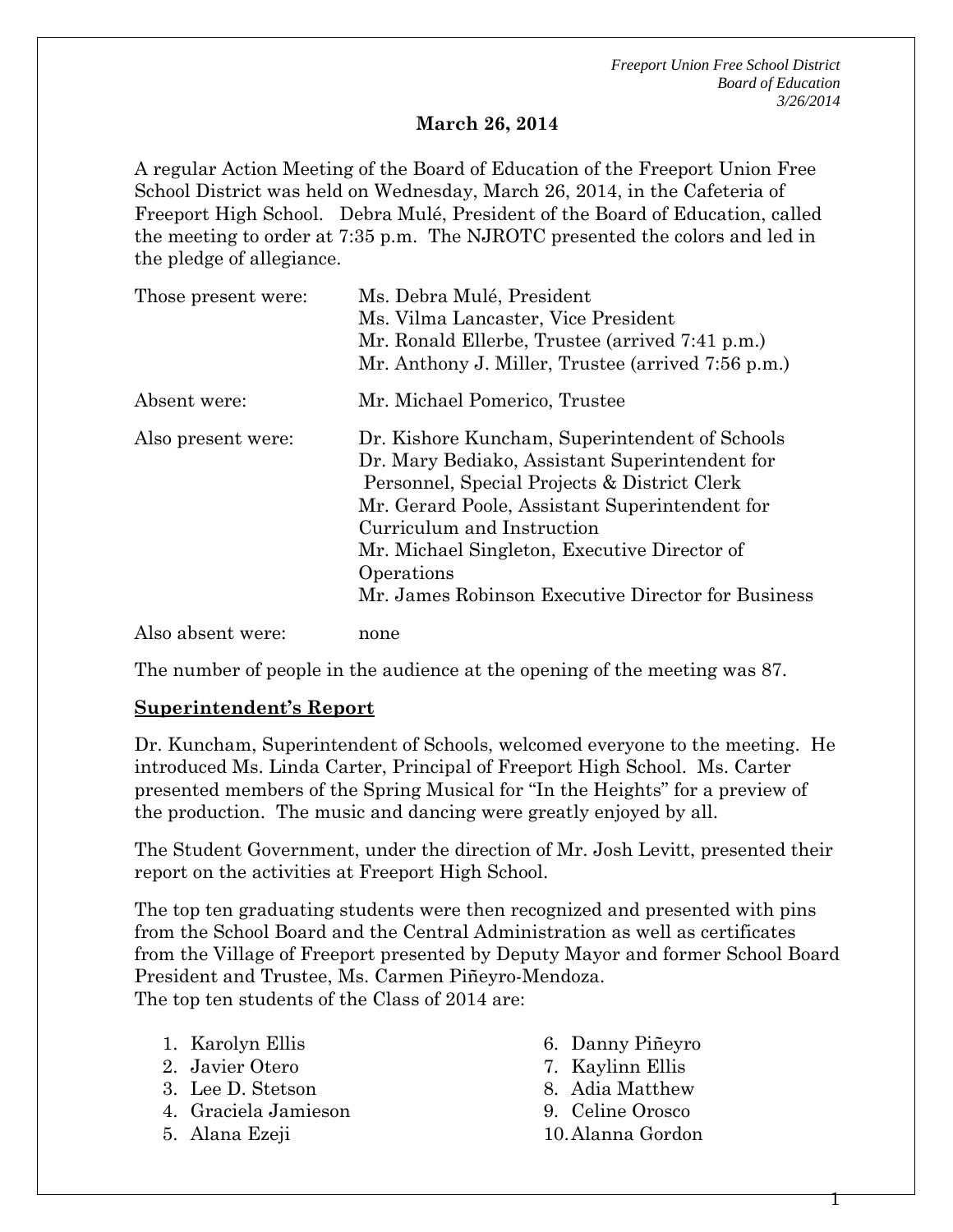**March 26, 2014**

A regular Action Meeting of the Board of Education of the Freeport Union Free School District was held on Wednesday, March 26, 2014, in the Cafeteria of Freeport High School. Debra Mulé, President of the Board of Education, called the meeting to order at 7:35 p.m. The NJROTC presented the colors and led in the pledge of allegiance.

| | |
|---|---|
| Those present were: | Ms. Debra Mulé, President<br>Ms. Vilma Lancaster, Vice President<br>Mr. Ronald Ellerbe, Trustee (arrived 7:41 p.m.)<br>Mr. Anthony J. Miller, Trustee (arrived 7:56 p.m.) |
| Absent were: | Mr. Michael Pomerico, Trustee |
| Also present were: | Dr. Kishore Kuncham, Superintendent of Schools<br>Dr. Mary Bediako, Assistant Superintendent for Personnel, Special Projects & District Clerk<br>Mr. Gerard Poole, Assistant Superintendent for Curriculum and Instruction<br>Mr. Michael Singleton, Executive Director of Operations<br>Mr. James Robinson Executive Director for Business |
| Also absent were: | none |

The number of people in the audience at the opening of the meeting was 87.

**Superintendent's Report**

Dr. Kuncham, Superintendent of Schools, welcomed everyone to the meeting. He introduced Ms. Linda Carter, Principal of Freeport High School. Ms. Carter presented members of the Spring Musical for "In the Heights" for a preview of the production. The music and dancing were greatly enjoyed by all.

The Student Government, under the direction of Mr. Josh Levitt, presented their report on the activities at Freeport High School.

The top ten graduating students were then recognized and presented with pins from the School Board and the Central Administration as well as certificates from the Village of Freeport presented by Deputy Mayor and former School Board President and Trustee, Ms. Carmen Piñeyro-Mendoza.
The top ten students of the Class of 2014 are:

1. Karolyn Ellis
2. Javier Otero
3. Lee D. Stetson
4. Graciela Jamieson
5. Alana Ezeji
6. Danny Piñeyro
7. Kaylinn Ellis
8. Adia Matthew
9. Celine Orosco
10. Alanna Gordon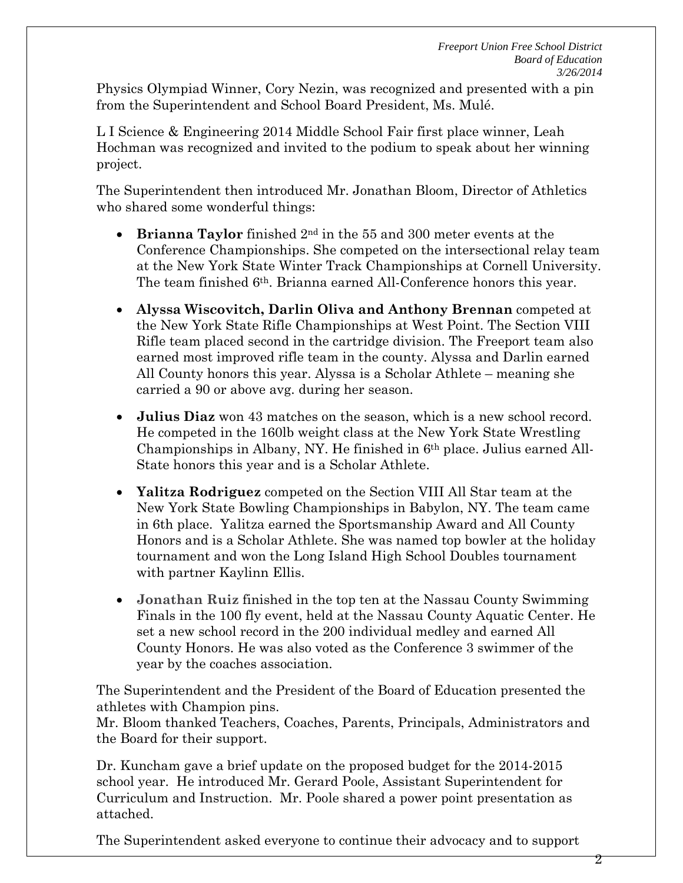Physics Olympiad Winner, Cory Nezin, was recognized and presented with a pin from the Superintendent and School Board President, Ms. Mulé.

L I Science & Engineering 2014 Middle School Fair first place winner, Leah Hochman was recognized and invited to the podium to speak about her winning project.

The Superintendent then introduced Mr. Jonathan Bloom, Director of Athletics who shared some wonderful things:

- **Brianna Taylor** finished 2nd in the 55 and 300 meter events at the Conference Championships. She competed on the intersectional relay team at the New York State Winter Track Championships at Cornell University. The team finished 6th. Brianna earned All-Conference honors this year.
- **Alyssa Wiscovitch, Darlin Oliva and Anthony Brennan** competed at the New York State Rifle Championships at West Point. The Section VIII Rifle team placed second in the cartridge division. The Freeport team also earned most improved rifle team in the county. Alyssa and Darlin earned All County honors this year. Alyssa is a Scholar Athlete – meaning she carried a 90 or above avg. during her season.
- **Julius Diaz** won 43 matches on the season, which is a new school record. He competed in the 160lb weight class at the New York State Wrestling Championships in Albany, NY. He finished in 6th place. Julius earned All-State honors this year and is a Scholar Athlete.
- **Yalitza Rodriguez** competed on the Section VIII All Star team at the New York State Bowling Championships in Babylon, NY. The team came in 6th place. Yalitza earned the Sportsmanship Award and All County Honors and is a Scholar Athlete. She was named top bowler at the holiday tournament and won the Long Island High School Doubles tournament with partner Kaylinn Ellis.
- **Jonathan Ruiz** finished in the top ten at the Nassau County Swimming Finals in the 100 fly event, held at the Nassau County Aquatic Center. He set a new school record in the 200 individual medley and earned All County Honors. He was also voted as the Conference 3 swimmer of the year by the coaches association.

The Superintendent and the President of the Board of Education presented the athletes with Champion pins.
Mr. Bloom thanked Teachers, Coaches, Parents, Principals, Administrators and the Board for their support.

Dr. Kuncham gave a brief update on the proposed budget for the 2014-2015 school year. He introduced Mr. Gerard Poole, Assistant Superintendent for Curriculum and Instruction. Mr. Poole shared a power point presentation as attached.

The Superintendent asked everyone to continue their advocacy and to support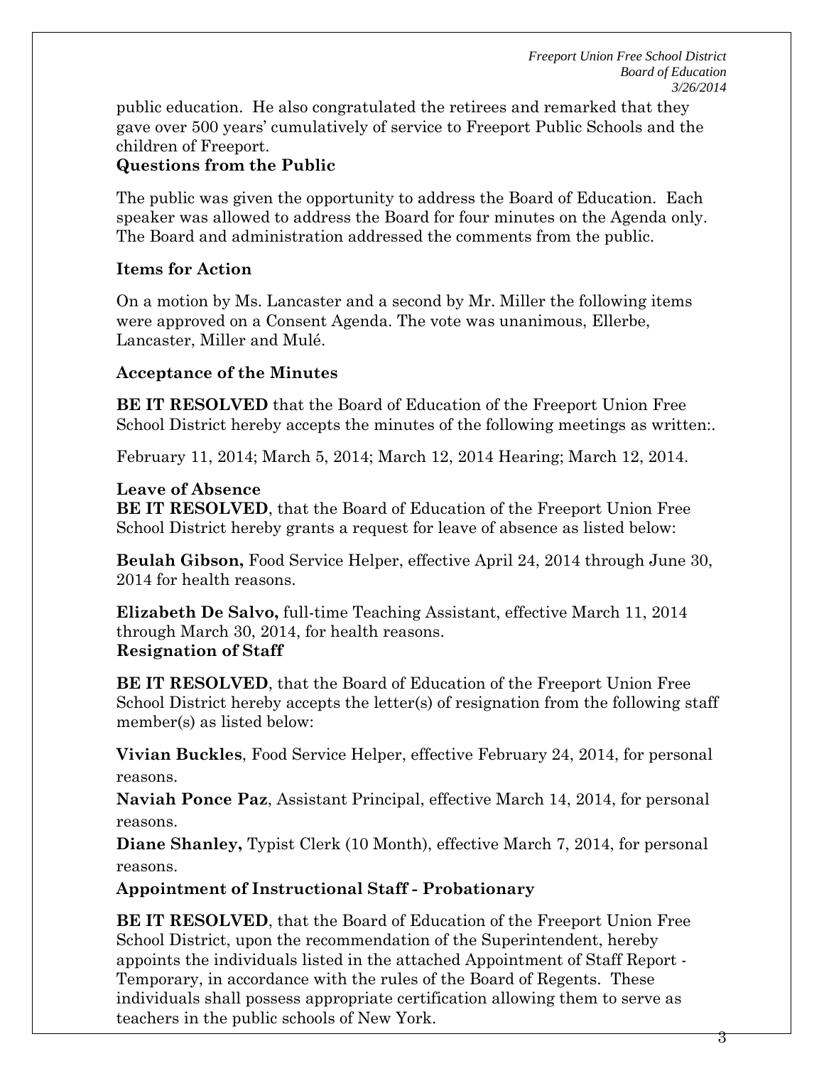public education. He also congratulated the retirees and remarked that they gave over 500 years' cumulatively of service to Freeport Public Schools and the children of Freeport.

**Questions from the Public**

The public was given the opportunity to address the Board of Education. Each speaker was allowed to address the Board for four minutes on the Agenda only. The Board and administration addressed the comments from the public.

**Items for Action**

On a motion by Ms. Lancaster and a second by Mr. Miller the following items were approved on a Consent Agenda. The vote was unanimous, Ellerbe, Lancaster, Miller and Mulé.

**Acceptance of the Minutes**

**BE IT RESOLVED** that the Board of Education of the Freeport Union Free School District hereby accepts the minutes of the following meetings as written:.

February 11, 2014; March 5, 2014; March 12, 2014 Hearing; March 12, 2014.

**Leave of Absence**

**BE IT RESOLVED**, that the Board of Education of the Freeport Union Free School District hereby grants a request for leave of absence as listed below:

**Beulah Gibson,** Food Service Helper, effective April 24, 2014 through June 30, 2014 for health reasons.

**Elizabeth De Salvo,** full-time Teaching Assistant, effective March 11, 2014 through March 30, 2014, for health reasons.

**Resignation of Staff**

**BE IT RESOLVED**, that the Board of Education of the Freeport Union Free School District hereby accepts the letter(s) of resignation from the following staff member(s) as listed below:

**Vivian Buckles**, Food Service Helper, effective February 24, 2014, for personal reasons.

**Naviah Ponce Paz**, Assistant Principal, effective March 14, 2014, for personal reasons.

**Diane Shanley,** Typist Clerk (10 Month), effective March 7, 2014, for personal reasons.

**Appointment of Instructional Staff - Probationary**

**BE IT RESOLVED**, that the Board of Education of the Freeport Union Free School District, upon the recommendation of the Superintendent, hereby appoints the individuals listed in the attached Appointment of Staff Report - Temporary, in accordance with the rules of the Board of Regents. These individuals shall possess appropriate certification allowing them to serve as teachers in the public schools of New York.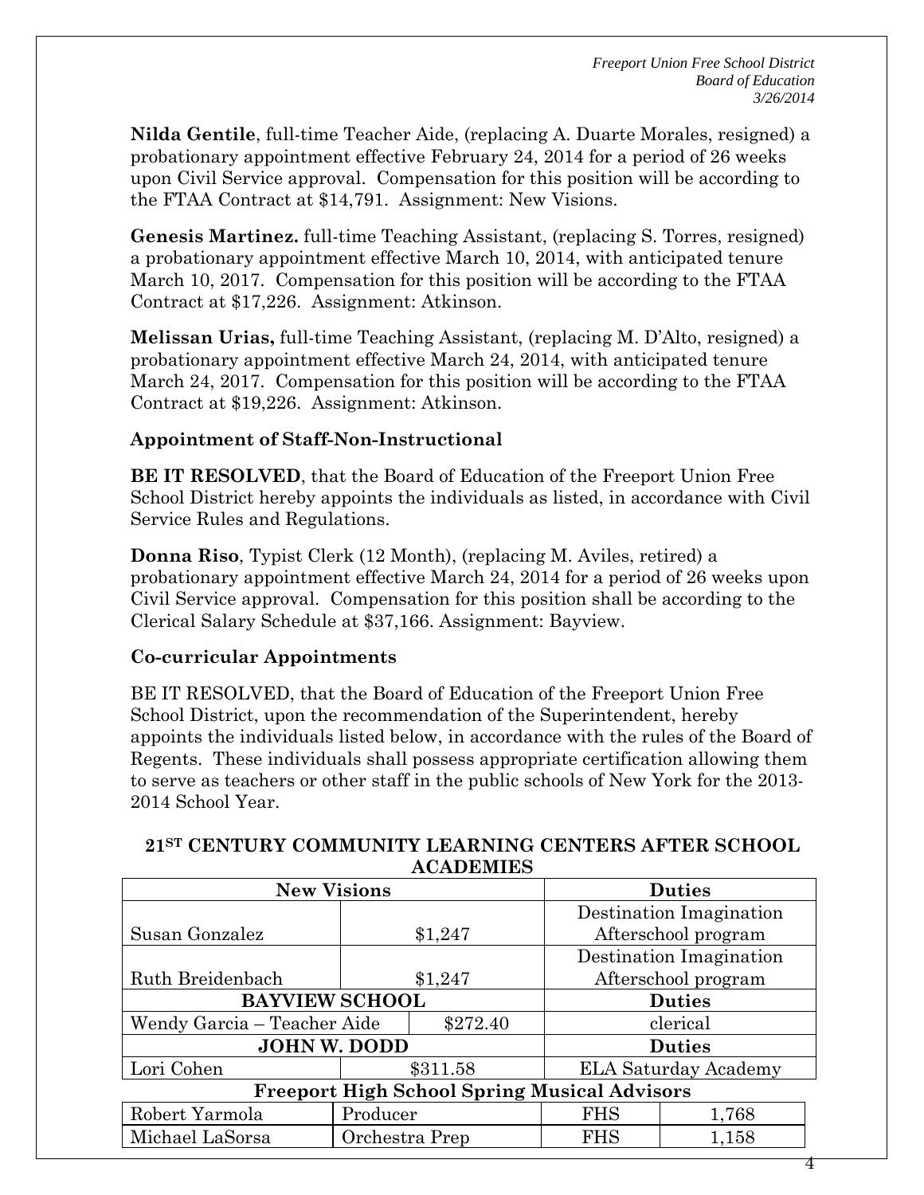**Nilda Gentile**, full-time Teacher Aide, (replacing A. Duarte Morales, resigned) a probationary appointment effective February 24, 2014 for a period of 26 weeks upon Civil Service approval. Compensation for this position will be according to the FTAA Contract at $14,791. Assignment: New Visions.

**Genesis Martinez.** full-time Teaching Assistant, (replacing S. Torres, resigned) a probationary appointment effective March 10, 2014, with anticipated tenure March 10, 2017. Compensation for this position will be according to the FTAA Contract at $17,226. Assignment: Atkinson.

**Melissan Urias,** full-time Teaching Assistant, (replacing M. D'Alto, resigned) a probationary appointment effective March 24, 2014, with anticipated tenure March 24, 2017. Compensation for this position will be according to the FTAA Contract at $19,226. Assignment: Atkinson.

**Appointment of Staff-Non-Instructional**

**BE IT RESOLVED**, that the Board of Education of the Freeport Union Free School District hereby appoints the individuals as listed, in accordance with Civil Service Rules and Regulations.

**Donna Riso**, Typist Clerk (12 Month), (replacing M. Aviles, retired) a probationary appointment effective March 24, 2014 for a period of 26 weeks upon Civil Service approval. Compensation for this position shall be according to the Clerical Salary Schedule at $37,166. Assignment: Bayview.

**Co-curricular Appointments**

BE IT RESOLVED, that the Board of Education of the Freeport Union Free School District, upon the recommendation of the Superintendent, hereby appoints the individuals listed below, in accordance with the rules of the Board of Regents. These individuals shall possess appropriate certification allowing them to serve as teachers or other staff in the public schools of New York for the 2013-2014 School Year.

**21ST CENTURY COMMUNITY LEARNING CENTERS AFTER SCHOOL ACADEMIES**

| **New Visions** | | **Duties** |
|---|---|---|
| Susan Gonzalez | $1,247 | Destination Imagination Afterschool program |
| Ruth Breidenbach | $1,247 | Destination Imagination Afterschool program |
| **BAYVIEW SCHOOL** | | **Duties** |
| Wendy Garcia – Teacher Aide | $272.40 | clerical |
| **JOHN W. DODD** | | **Duties** |
| Lori Cohen | $311.58 | ELA Saturday Academy |

**Freeport High School Spring Musical Advisors**

| | | | |
|---|---|---|---|
| Robert Yarmola | Producer | FHS | 1,768 |
| Michael LaSorsa | Orchestra Prep | FHS | 1,158 |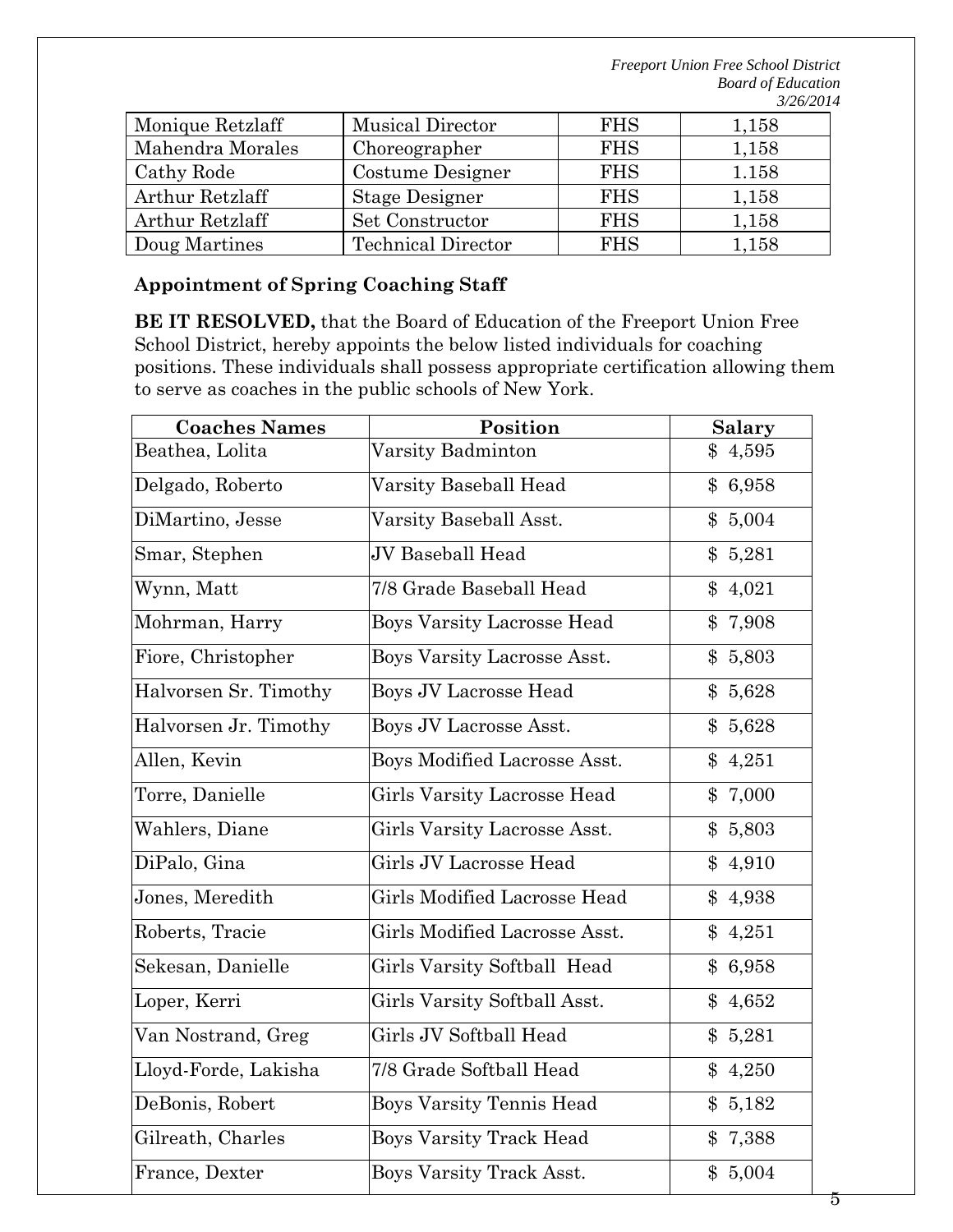| | | | |
|---|---|---|---|
| Monique Retzlaff | Musical Director | FHS | 1,158 |
| Mahendra Morales | Choreographer | FHS | 1,158 |
| Cathy Rode | Costume Designer | FHS | 1.158 |
| Arthur Retzlaff | Stage Designer | FHS | 1,158 |
| Arthur Retzlaff | Set Constructor | FHS | 1,158 |
| Doug Martines | Technical Director | FHS | 1,158 |

**Appointment of Spring Coaching Staff**

**BE IT RESOLVED,** that the Board of Education of the Freeport Union Free School District, hereby appoints the below listed individuals for coaching positions. These individuals shall possess appropriate certification allowing them to serve as coaches in the public schools of New York.

| Coaches Names | Position | Salary |
|---|---|---|
| Beathea, Lolita | Varsity Badminton | $ 4,595 |
| Delgado, Roberto | Varsity Baseball Head | $ 6,958 |
| DiMartino, Jesse | Varsity Baseball Asst. | $ 5,004 |
| Smar, Stephen | JV Baseball Head | $ 5,281 |
| Wynn, Matt | 7/8 Grade Baseball Head | $ 4,021 |
| Mohrman, Harry | Boys Varsity Lacrosse Head | $ 7,908 |
| Fiore, Christopher | Boys Varsity Lacrosse Asst. | $ 5,803 |
| Halvorsen Sr. Timothy | Boys JV Lacrosse Head | $ 5,628 |
| Halvorsen Jr. Timothy | Boys JV Lacrosse Asst. | $ 5,628 |
| Allen, Kevin | Boys Modified Lacrosse Asst. | $ 4,251 |
| Torre, Danielle | Girls Varsity Lacrosse Head | $ 7,000 |
| Wahlers, Diane | Girls Varsity Lacrosse Asst. | $ 5,803 |
| DiPalo, Gina | Girls JV Lacrosse Head | $ 4,910 |
| Jones, Meredith | Girls Modified Lacrosse Head | $ 4,938 |
| Roberts, Tracie | Girls Modified Lacrosse Asst. | $ 4,251 |
| Sekesan, Danielle | Girls Varsity Softball Head | $ 6,958 |
| Loper, Kerri | Girls Varsity Softball Asst. | $ 4,652 |
| Van Nostrand, Greg | Girls JV Softball Head | $ 5,281 |
| Lloyd-Forde, Lakisha | 7/8 Grade Softball Head | $ 4,250 |
| DeBonis, Robert | Boys Varsity Tennis Head | $ 5,182 |
| Gilreath, Charles | Boys Varsity Track Head | $ 7,388 |
| France, Dexter | Boys Varsity Track Asst. | $ 5,004 |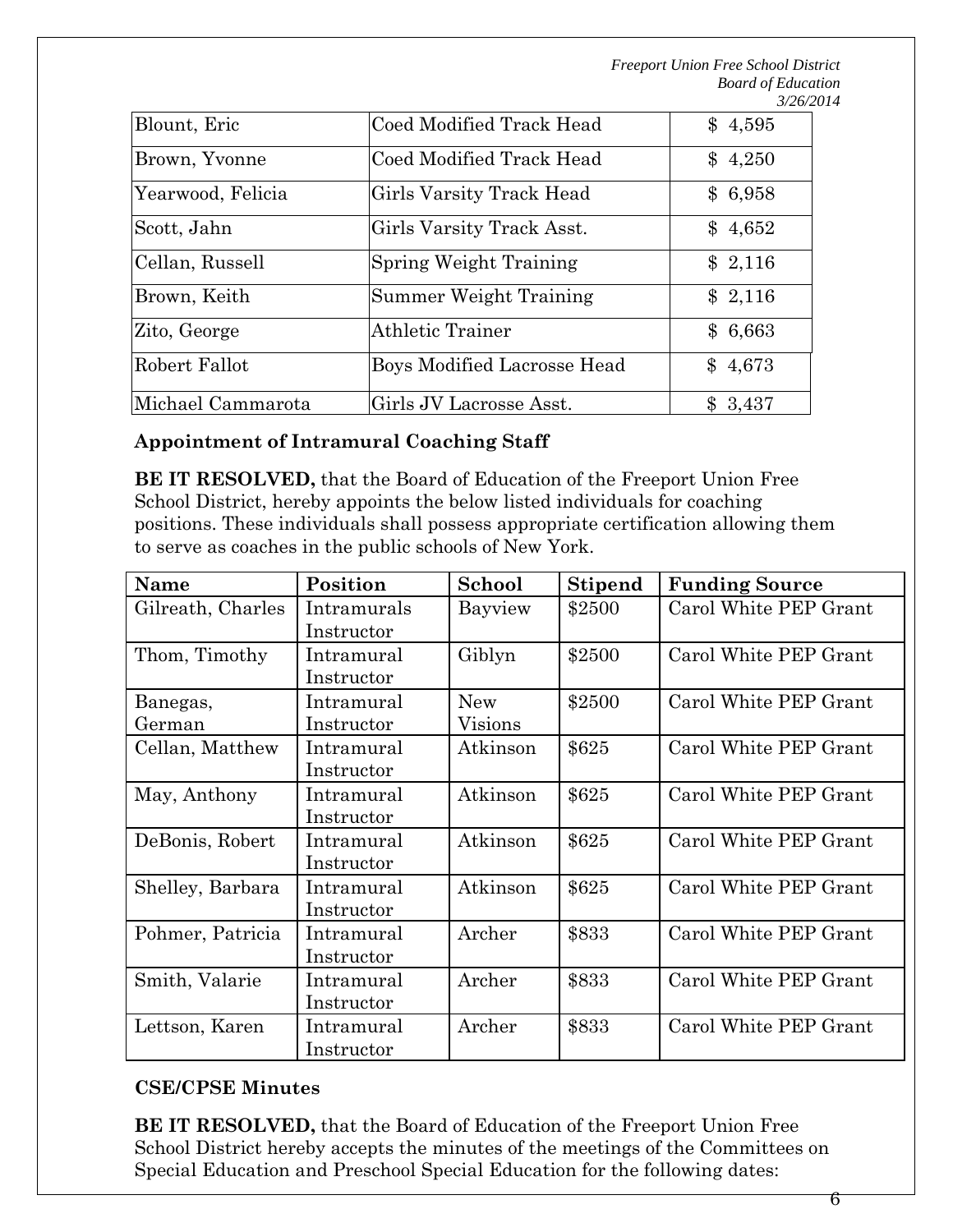| Blount, Eric | Coed Modified Track Head | $ 4,595 |
|---|---|---|
| Brown, Yvonne | Coed Modified Track Head | $ 4,250 |
| Yearwood, Felicia | Girls Varsity Track Head | $ 6,958 |
| Scott, Jahn | Girls Varsity Track Asst. | $ 4,652 |
| Cellan, Russell | Spring Weight Training | $ 2,116 |
| Brown, Keith | Summer Weight Training | $ 2,116 |
| Zito, George | Athletic Trainer | $ 6,663 |
| Robert Fallot | Boys Modified Lacrosse Head | $ 4,673 |
| Michael Cammarota | Girls JV Lacrosse Asst. | $ 3,437 |

**Appointment of Intramural Coaching Staff**

**BE IT RESOLVED,** that the Board of Education of the Freeport Union Free School District, hereby appoints the below listed individuals for coaching positions. These individuals shall possess appropriate certification allowing them to serve as coaches in the public schools of New York.

| Name | Position | School | Stipend | Funding Source |
|---|---|---|---|---|
| Gilreath, Charles | Intramurals Instructor | Bayview | $2500 | Carol White PEP Grant |
| Thom, Timothy | Intramural Instructor | Giblyn | $2500 | Carol White PEP Grant |
| Banegas, German | Intramural Instructor | New Visions | $2500 | Carol White PEP Grant |
| Cellan, Matthew | Intramural Instructor | Atkinson | $625 | Carol White PEP Grant |
| May, Anthony | Intramural Instructor | Atkinson | $625 | Carol White PEP Grant |
| DeBonis, Robert | Intramural Instructor | Atkinson | $625 | Carol White PEP Grant |
| Shelley, Barbara | Intramural Instructor | Atkinson | $625 | Carol White PEP Grant |
| Pohmer, Patricia | Intramural Instructor | Archer | $833 | Carol White PEP Grant |
| Smith, Valarie | Intramural Instructor | Archer | $833 | Carol White PEP Grant |
| Lettson, Karen | Intramural Instructor | Archer | $833 | Carol White PEP Grant |

**CSE/CPSE Minutes**

**BE IT RESOLVED,** that the Board of Education of the Freeport Union Free School District hereby accepts the minutes of the meetings of the Committees on Special Education and Preschool Special Education for the following dates: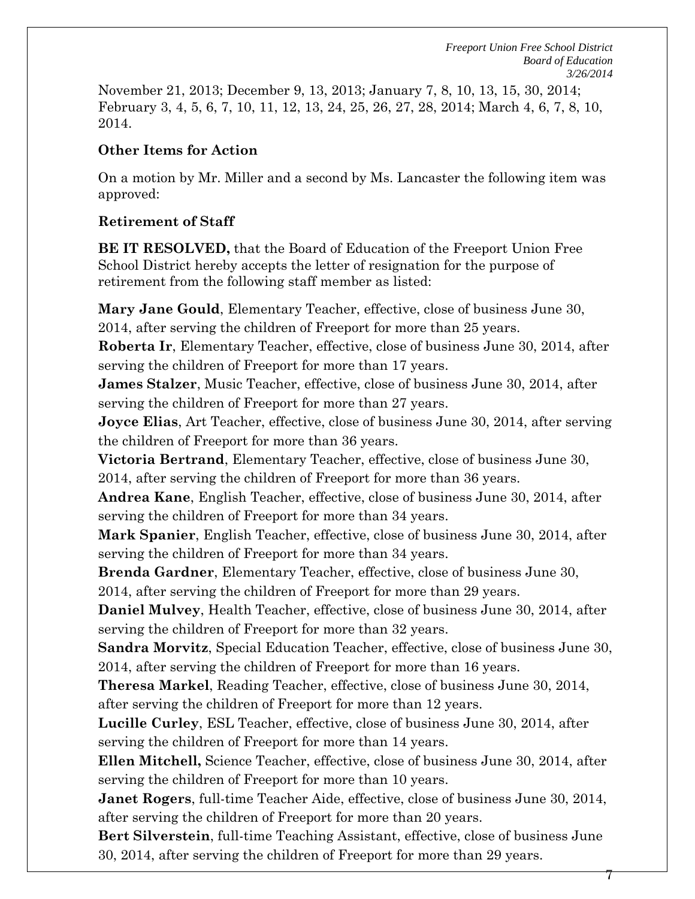November 21, 2013; December 9, 13, 2013; January 7, 8, 10, 13, 15, 30, 2014; February 3, 4, 5, 6, 7, 10, 11, 12, 13, 24, 25, 26, 27, 28, 2014; March 4, 6, 7, 8, 10, 2014.

**Other Items for Action**

On a motion by Mr. Miller and a second by Ms. Lancaster the following item was approved:

**Retirement of Staff**

**BE IT RESOLVED,** that the Board of Education of the Freeport Union Free School District hereby accepts the letter of resignation for the purpose of retirement from the following staff member as listed:

**Mary Jane Gould**, Elementary Teacher, effective, close of business June 30, 2014, after serving the children of Freeport for more than 25 years.
**Roberta Ir**, Elementary Teacher, effective, close of business June 30, 2014, after serving the children of Freeport for more than 17 years.
**James Stalzer**, Music Teacher, effective, close of business June 30, 2014, after serving the children of Freeport for more than 27 years.
**Joyce Elias**, Art Teacher, effective, close of business June 30, 2014, after serving the children of Freeport for more than 36 years.
**Victoria Bertrand**, Elementary Teacher, effective, close of business June 30, 2014, after serving the children of Freeport for more than 36 years.
**Andrea Kane**, English Teacher, effective, close of business June 30, 2014, after serving the children of Freeport for more than 34 years.
**Mark Spanier**, English Teacher, effective, close of business June 30, 2014, after serving the children of Freeport for more than 34 years.
**Brenda Gardner**, Elementary Teacher, effective, close of business June 30, 2014, after serving the children of Freeport for more than 29 years.
**Daniel Mulvey**, Health Teacher, effective, close of business June 30, 2014, after serving the children of Freeport for more than 32 years.
**Sandra Morvitz**, Special Education Teacher, effective, close of business June 30, 2014, after serving the children of Freeport for more than 16 years.
**Theresa Markel**, Reading Teacher, effective, close of business June 30, 2014, after serving the children of Freeport for more than 12 years.
**Lucille Curley**, ESL Teacher, effective, close of business June 30, 2014, after serving the children of Freeport for more than 14 years.
**Ellen Mitchell,** Science Teacher, effective, close of business June 30, 2014, after serving the children of Freeport for more than 10 years.
**Janet Rogers**, full-time Teacher Aide, effective, close of business June 30, 2014, after serving the children of Freeport for more than 20 years.
**Bert Silverstein**, full-time Teaching Assistant, effective, close of business June 30, 2014, after serving the children of Freeport for more than 29 years.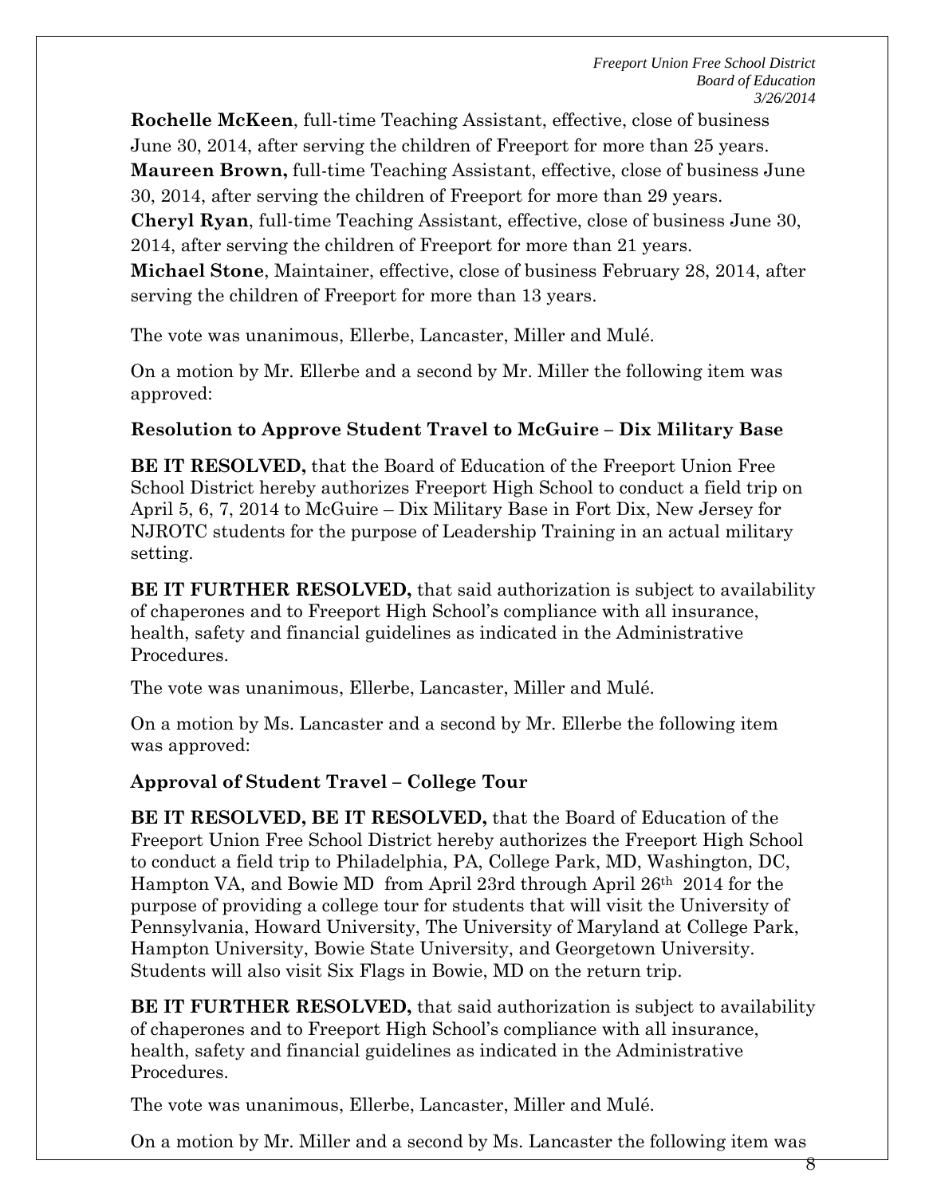**Rochelle McKeen**, full-time Teaching Assistant, effective, close of business June 30, 2014, after serving the children of Freeport for more than 25 years.
**Maureen Brown,** full-time Teaching Assistant, effective, close of business June 30, 2014, after serving the children of Freeport for more than 29 years.
**Cheryl Ryan**, full-time Teaching Assistant, effective, close of business June 30, 2014, after serving the children of Freeport for more than 21 years.
**Michael Stone**, Maintainer, effective, close of business February 28, 2014, after serving the children of Freeport for more than 13 years.

The vote was unanimous, Ellerbe, Lancaster, Miller and Mulé.

On a motion by Mr. Ellerbe and a second by Mr. Miller the following item was approved:

**Resolution to Approve Student Travel to McGuire – Dix Military Base**

**BE IT RESOLVED,** that the Board of Education of the Freeport Union Free School District hereby authorizes Freeport High School to conduct a field trip on April 5, 6, 7, 2014 to McGuire – Dix Military Base in Fort Dix, New Jersey for NJROTC students for the purpose of Leadership Training in an actual military setting.

**BE IT FURTHER RESOLVED,** that said authorization is subject to availability of chaperones and to Freeport High School's compliance with all insurance, health, safety and financial guidelines as indicated in the Administrative Procedures.

The vote was unanimous, Ellerbe, Lancaster, Miller and Mulé.

On a motion by Ms. Lancaster and a second by Mr. Ellerbe the following item was approved:

**Approval of Student Travel – College Tour**

**BE IT RESOLVED, BE IT RESOLVED,** that the Board of Education of the Freeport Union Free School District hereby authorizes the Freeport High School to conduct a field trip to Philadelphia, PA, College Park, MD, Washington, DC, Hampton VA, and Bowie MD from April 23rd through April 26th 2014 for the purpose of providing a college tour for students that will visit the University of Pennsylvania, Howard University, The University of Maryland at College Park, Hampton University, Bowie State University, and Georgetown University. Students will also visit Six Flags in Bowie, MD on the return trip.

**BE IT FURTHER RESOLVED,** that said authorization is subject to availability of chaperones and to Freeport High School's compliance with all insurance, health, safety and financial guidelines as indicated in the Administrative Procedures.

The vote was unanimous, Ellerbe, Lancaster, Miller and Mulé.

On a motion by Mr. Miller and a second by Ms. Lancaster the following item was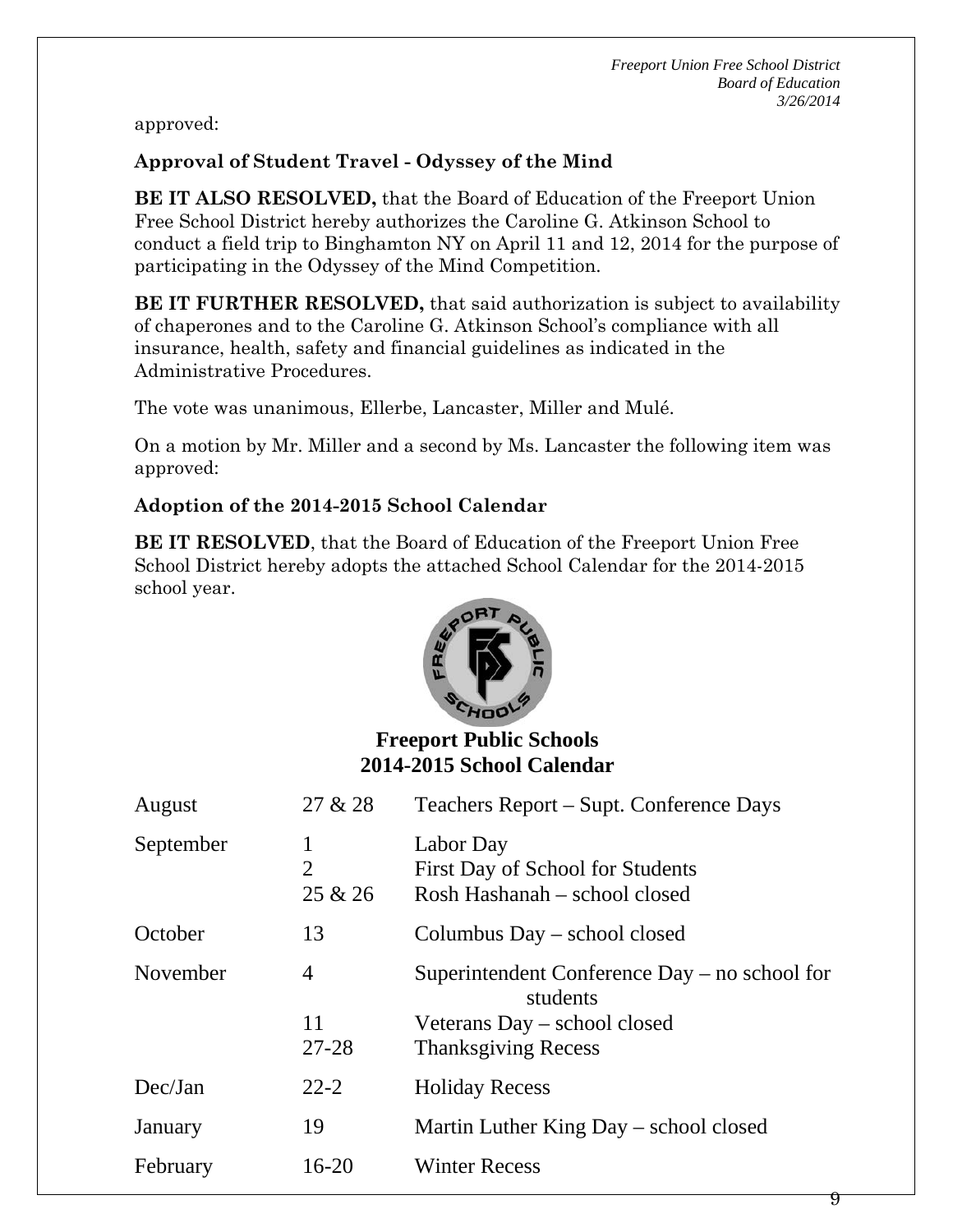approved:

**Approval of Student Travel - Odyssey of the Mind**

**BE IT ALSO RESOLVED,** that the Board of Education of the Freeport Union Free School District hereby authorizes the Caroline G. Atkinson School to conduct a field trip to Binghamton NY on April 11 and 12, 2014 for the purpose of participating in the Odyssey of the Mind Competition.

**BE IT FURTHER RESOLVED,** that said authorization is subject to availability of chaperones and to the Caroline G. Atkinson School's compliance with all insurance, health, safety and financial guidelines as indicated in the Administrative Procedures.

The vote was unanimous, Ellerbe, Lancaster, Miller and Mulé.

On a motion by Mr. Miller and a second by Ms. Lancaster the following item was approved:

**Adoption of the 2014-2015 School Calendar**

**BE IT RESOLVED**, that the Board of Education of the Freeport Union Free School District hereby adopts the attached School Calendar for the 2014-2015 school year.

**Freeport Public Schools**
**2014-2015 School Calendar**

| | | |
|---|---|---|
| August | 27 & 28 | Teachers Report – Supt. Conference Days |
| September | 1 | Labor Day |
| | 2 | First Day of School for Students |
| | 25 & 26 | Rosh Hashanah – school closed |
| October | 13 | Columbus Day – school closed |
| November | 4 | Superintendent Conference Day – no school for students |
| | 11 | Veterans Day – school closed |
| | 27-28 | Thanksgiving Recess |
| Dec/Jan | 22-2 | Holiday Recess |
| January | 19 | Martin Luther King Day – school closed |
| February | 16-20 | Winter Recess |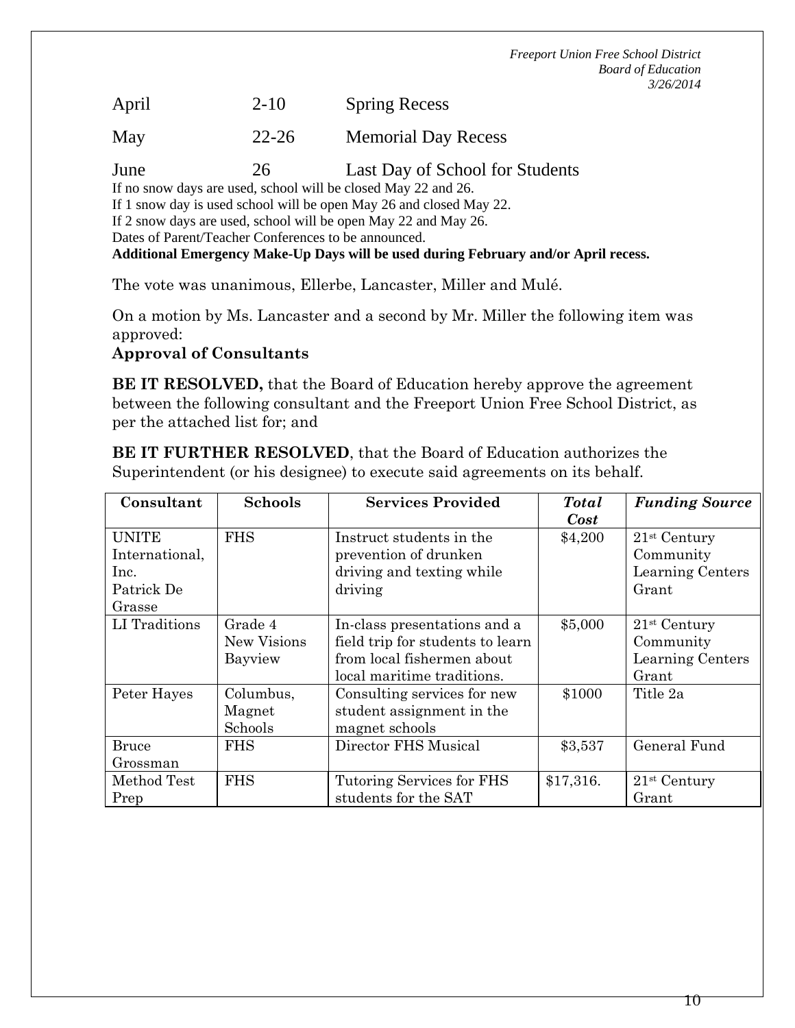April 2-10 Spring Recess

May 22-26 Memorial Day Recess

June 26 Last Day of School for Students

If no snow days are used, school will be closed May 22 and 26.
If 1 snow day is used school will be open May 26 and closed May 22.
If 2 snow days are used, school will be open May 22 and May 26.
Dates of Parent/Teacher Conferences to be announced.
**Additional Emergency Make-Up Days will be used during February and/or April recess.**

The vote was unanimous, Ellerbe, Lancaster, Miller and Mulé.

On a motion by Ms. Lancaster and a second by Mr. Miller the following item was approved:
**Approval of Consultants**

**BE IT RESOLVED,** that the Board of Education hereby approve the agreement between the following consultant and the Freeport Union Free School District, as per the attached list for; and

**BE IT FURTHER RESOLVED**, that the Board of Education authorizes the Superintendent (or his designee) to execute said agreements on its behalf.

| Consultant | Schools | Services Provided | ***Total Cost*** | ***Funding Source*** |
|---|---|---|---|---|
| UNITE International, Inc. Patrick De Grasse | FHS | Instruct students in the prevention of drunken driving and texting while driving | \$4,200 | 21st Century Community Learning Centers Grant |
| LI Traditions | Grade 4 New Visions Bayview | In-class presentations and a field trip for students to learn from local fishermen about local maritime traditions. | \$5,000 | 21st Century Community Learning Centers Grant |
| Peter Hayes | Columbus, Magnet Schools | Consulting services for new student assignment in the magnet schools | \$1000 | Title 2a |
| Bruce Grossman | FHS | Director FHS Musical | \$3,537 | General Fund |
| Method Test Prep | FHS | Tutoring Services for FHS students for the SAT | \$17,316. | 21st Century Grant |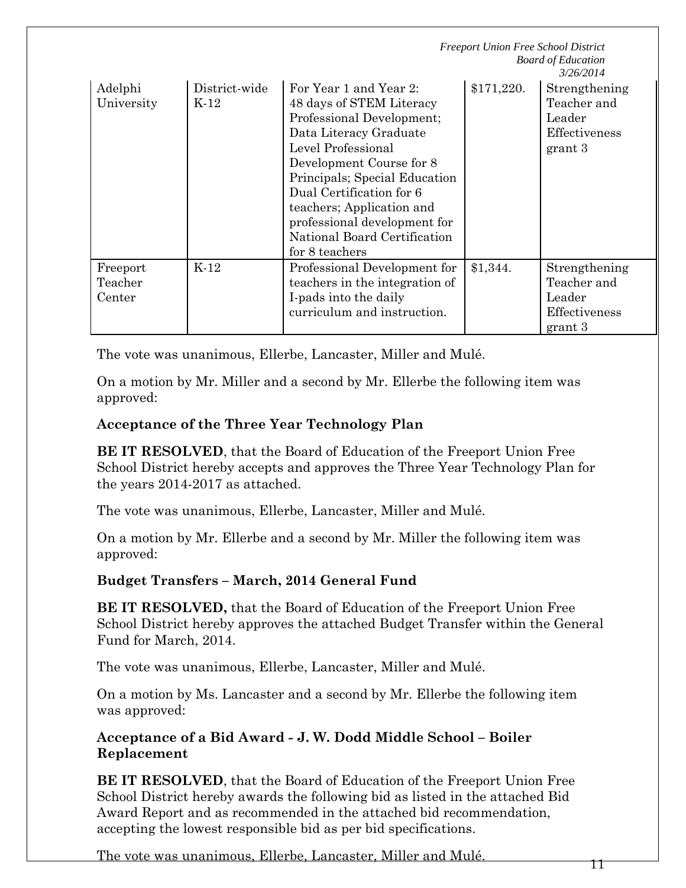| Adelphi University | District-wide K-12 | For Year 1 and Year 2: 48 days of STEM Literacy Professional Development; Data Literacy Graduate Level Professional Development Course for 8 Principals; Special Education Dual Certification for 6 teachers; Application and professional development for National Board Certification for 8 teachers | $171,220. | Strengthening Teacher and Leader Effectiveness grant 3 |
|---|---|---|---|---|
| Freeport Teacher Center | K-12 | Professional Development for teachers in the integration of I-pads into the daily curriculum and instruction. | $1,344. | Strengthening Teacher and Leader Effectiveness grant 3 |

The vote was unanimous, Ellerbe, Lancaster, Miller and Mulé.

On a motion by Mr. Miller and a second by Mr. Ellerbe the following item was approved:

**Acceptance of the Three Year Technology Plan**

**BE IT RESOLVED**, that the Board of Education of the Freeport Union Free School District hereby accepts and approves the Three Year Technology Plan for the years 2014-2017 as attached.

The vote was unanimous, Ellerbe, Lancaster, Miller and Mulé.

On a motion by Mr. Ellerbe and a second by Mr. Miller the following item was approved:

**Budget Transfers – March, 2014 General Fund**

**BE IT RESOLVED,** that the Board of Education of the Freeport Union Free School District hereby approves the attached Budget Transfer within the General Fund for March, 2014.

The vote was unanimous, Ellerbe, Lancaster, Miller and Mulé.

On a motion by Ms. Lancaster and a second by Mr. Ellerbe the following item was approved:

**Acceptance of a Bid Award - J. W. Dodd Middle School – Boiler Replacement**

**BE IT RESOLVED**, that the Board of Education of the Freeport Union Free School District hereby awards the following bid as listed in the attached Bid Award Report and as recommended in the attached bid recommendation, accepting the lowest responsible bid as per bid specifications.

The vote was unanimous, Ellerbe, Lancaster, Miller and Mulé.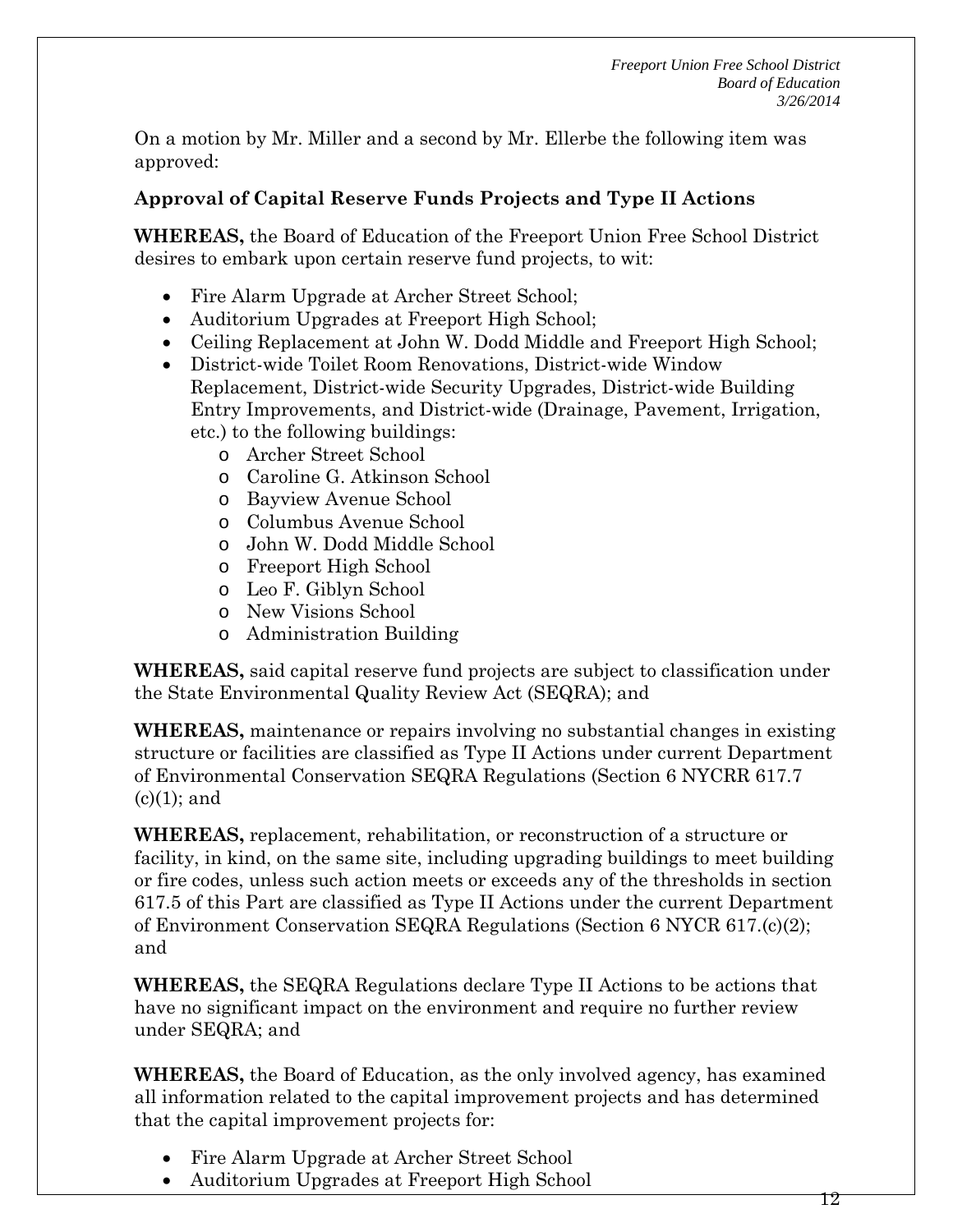On a motion by Mr. Miller and a second by Mr. Ellerbe the following item was approved:

**Approval of Capital Reserve Funds Projects and Type II Actions**

**WHEREAS,** the Board of Education of the Freeport Union Free School District desires to embark upon certain reserve fund projects, to wit:

- Fire Alarm Upgrade at Archer Street School;
- Auditorium Upgrades at Freeport High School;
- Ceiling Replacement at John W. Dodd Middle and Freeport High School;
- District-wide Toilet Room Renovations, District-wide Window Replacement, District-wide Security Upgrades, District-wide Building Entry Improvements, and District-wide (Drainage, Pavement, Irrigation, etc.) to the following buildings:
  - Archer Street School
  - Caroline G. Atkinson School
  - Bayview Avenue School
  - Columbus Avenue School
  - John W. Dodd Middle School
  - Freeport High School
  - Leo F. Giblyn School
  - New Visions School
  - Administration Building

**WHEREAS,** said capital reserve fund projects are subject to classification under the State Environmental Quality Review Act (SEQRA); and

**WHEREAS,** maintenance or repairs involving no substantial changes in existing structure or facilities are classified as Type II Actions under current Department of Environmental Conservation SEQRA Regulations (Section 6 NYCRR 617.7 (c)(1); and

**WHEREAS,** replacement, rehabilitation, or reconstruction of a structure or facility, in kind, on the same site, including upgrading buildings to meet building or fire codes, unless such action meets or exceeds any of the thresholds in section 617.5 of this Part are classified as Type II Actions under the current Department of Environment Conservation SEQRA Regulations (Section 6 NYCR 617.(c)(2); and

**WHEREAS,** the SEQRA Regulations declare Type II Actions to be actions that have no significant impact on the environment and require no further review under SEQRA; and

**WHEREAS,** the Board of Education, as the only involved agency, has examined all information related to the capital improvement projects and has determined that the capital improvement projects for:

- Fire Alarm Upgrade at Archer Street School
- Auditorium Upgrades at Freeport High School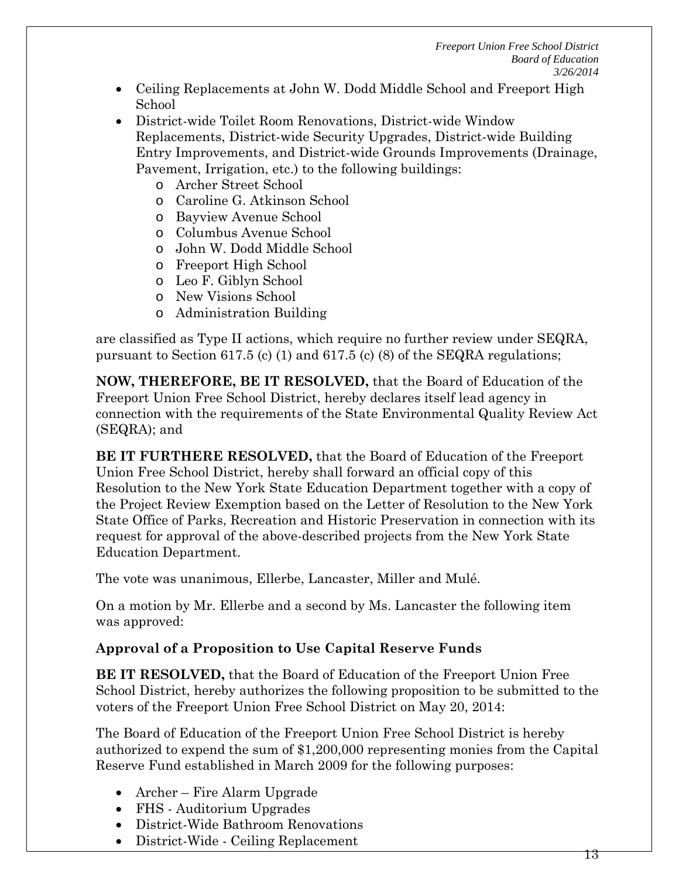- Ceiling Replacements at John W. Dodd Middle School and Freeport High School
- District-wide Toilet Room Renovations, District-wide Window Replacements, District-wide Security Upgrades, District-wide Building Entry Improvements, and District-wide Grounds Improvements (Drainage, Pavement, Irrigation, etc.) to the following buildings:
  - Archer Street School
  - Caroline G. Atkinson School
  - Bayview Avenue School
  - Columbus Avenue School
  - John W. Dodd Middle School
  - Freeport High School
  - Leo F. Giblyn School
  - New Visions School
  - Administration Building

are classified as Type II actions, which require no further review under SEQRA, pursuant to Section 617.5 (c) (1) and 617.5 (c) (8) of the SEQRA regulations;

**NOW, THEREFORE, BE IT RESOLVED,** that the Board of Education of the Freeport Union Free School District, hereby declares itself lead agency in connection with the requirements of the State Environmental Quality Review Act (SEQRA); and

**BE IT FURTHERE RESOLVED,** that the Board of Education of the Freeport Union Free School District, hereby shall forward an official copy of this Resolution to the New York State Education Department together with a copy of the Project Review Exemption based on the Letter of Resolution to the New York State Office of Parks, Recreation and Historic Preservation in connection with its request for approval of the above-described projects from the New York State Education Department.

The vote was unanimous, Ellerbe, Lancaster, Miller and Mulé.

On a motion by Mr. Ellerbe and a second by Ms. Lancaster the following item was approved:

**Approval of a Proposition to Use Capital Reserve Funds**

**BE IT RESOLVED,** that the Board of Education of the Freeport Union Free School District, hereby authorizes the following proposition to be submitted to the voters of the Freeport Union Free School District on May 20, 2014:

The Board of Education of the Freeport Union Free School District is hereby authorized to expend the sum of $1,200,000 representing monies from the Capital Reserve Fund established in March 2009 for the following purposes:

- Archer – Fire Alarm Upgrade
- FHS - Auditorium Upgrades
- District-Wide Bathroom Renovations
- District-Wide - Ceiling Replacement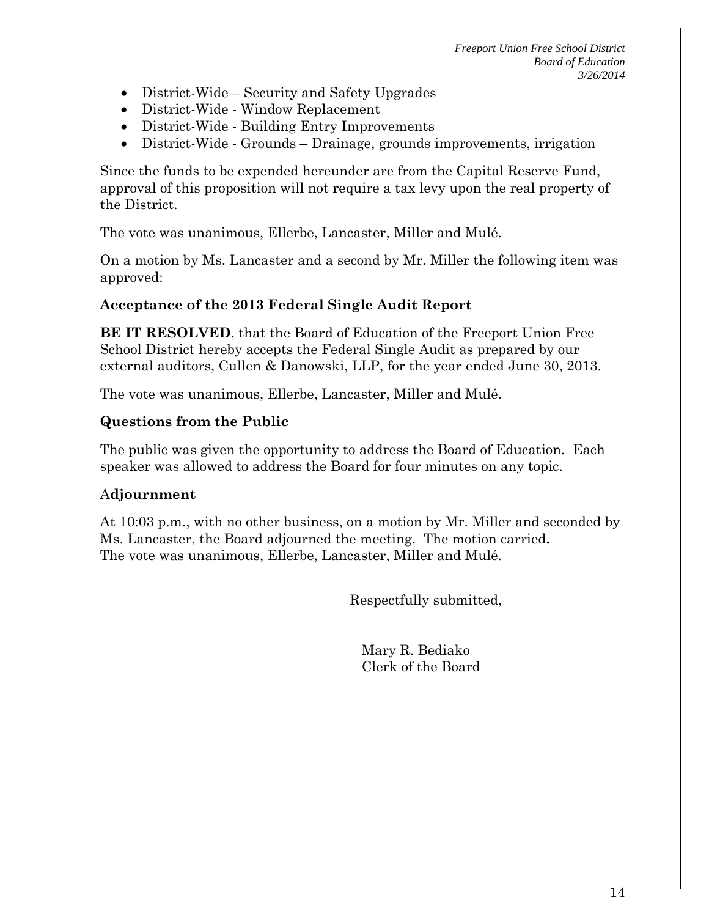- District-Wide – Security and Safety Upgrades
- District-Wide - Window Replacement
- District-Wide - Building Entry Improvements
- District-Wide - Grounds – Drainage, grounds improvements, irrigation

Since the funds to be expended hereunder are from the Capital Reserve Fund, approval of this proposition will not require a tax levy upon the real property of the District.

The vote was unanimous, Ellerbe, Lancaster, Miller and Mulé.

On a motion by Ms. Lancaster and a second by Mr. Miller the following item was approved:

**Acceptance of the 2013 Federal Single Audit Report**

**BE IT RESOLVED**, that the Board of Education of the Freeport Union Free School District hereby accepts the Federal Single Audit as prepared by our external auditors, Cullen & Danowski, LLP, for the year ended June 30, 2013.

The vote was unanimous, Ellerbe, Lancaster, Miller and Mulé.

**Questions from the Public**

The public was given the opportunity to address the Board of Education. Each speaker was allowed to address the Board for four minutes on any topic.

A**djournment**

At 10:03 p.m., with no other business, on a motion by Mr. Miller and seconded by Ms. Lancaster, the Board adjourned the meeting. The motion carried**.**
The vote was unanimous, Ellerbe, Lancaster, Miller and Mulé.

Respectfully submitted,

Mary R. Bediako
Clerk of the Board